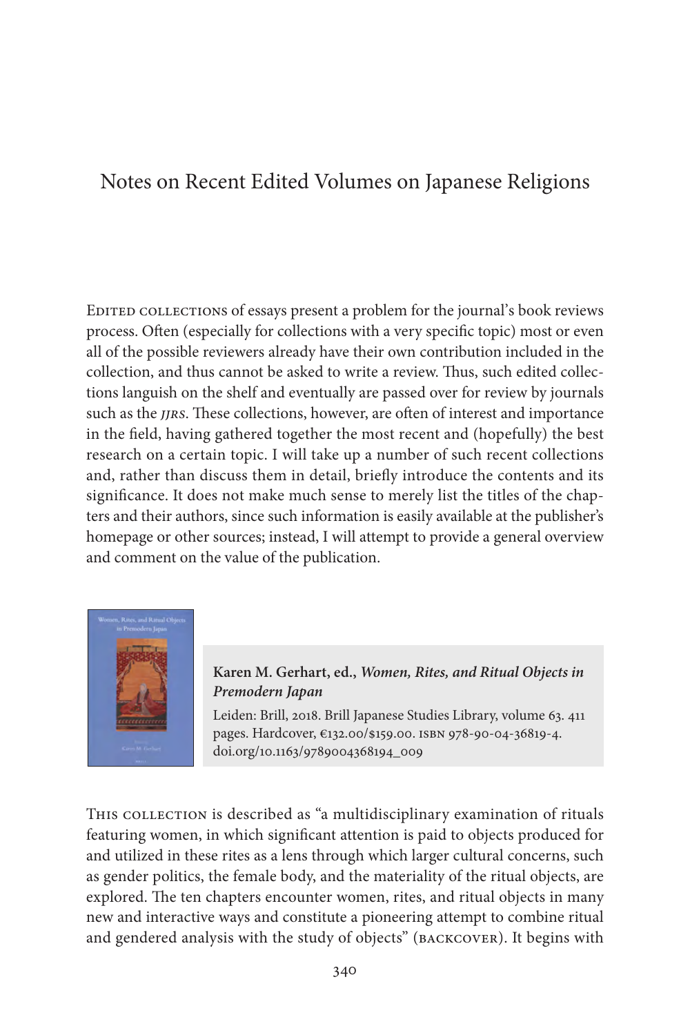# Notes on Recent Edited Volumes on Japanese Religions

Edited collections of essays present a problem for the journal's book reviews process. Often (especially for collections with a very specific topic) most or even all of the possible reviewers already have their own contribution included in the collection, and thus cannot be asked to write a review. Thus, such edited collections languish on the shelf and eventually are passed over for review by journals such as the *JJRS*. These collections, however, are often of interest and importance in the field, having gathered together the most recent and (hopefully) the best research on a certain topic. I will take up a number of such recent collections and, rather than discuss them in detail, briefly introduce the contents and its significance. It does not make much sense to merely list the titles of the chapters and their authors, since such information is easily available at the publisher's homepage or other sources; instead, I will attempt to provide a general overview and comment on the value of the publication.

**Karen M. Gerhart, ed., *Women, Rites, and Ritual Objects in Premodern Japan***

Leiden: Brill, 2018. Brill Japanese Studies Library, volume 63. 411 pages. Hardcover, €132.00/$159.00. ISBN 978-90-04-36819-4. doi.org/10.1163/9789004368194_009

This collection is described as "a multidisciplinary examination of rituals featuring women, in which significant attention is paid to objects produced for and utilized in these rites as a lens through which larger cultural concerns, such as gender politics, the female body, and the materiality of the ritual objects, are explored. The ten chapters encounter women, rites, and ritual objects in many new and interactive ways and constitute a pioneering attempt to combine ritual and gendered analysis with the study of objects" (backcover). It begins with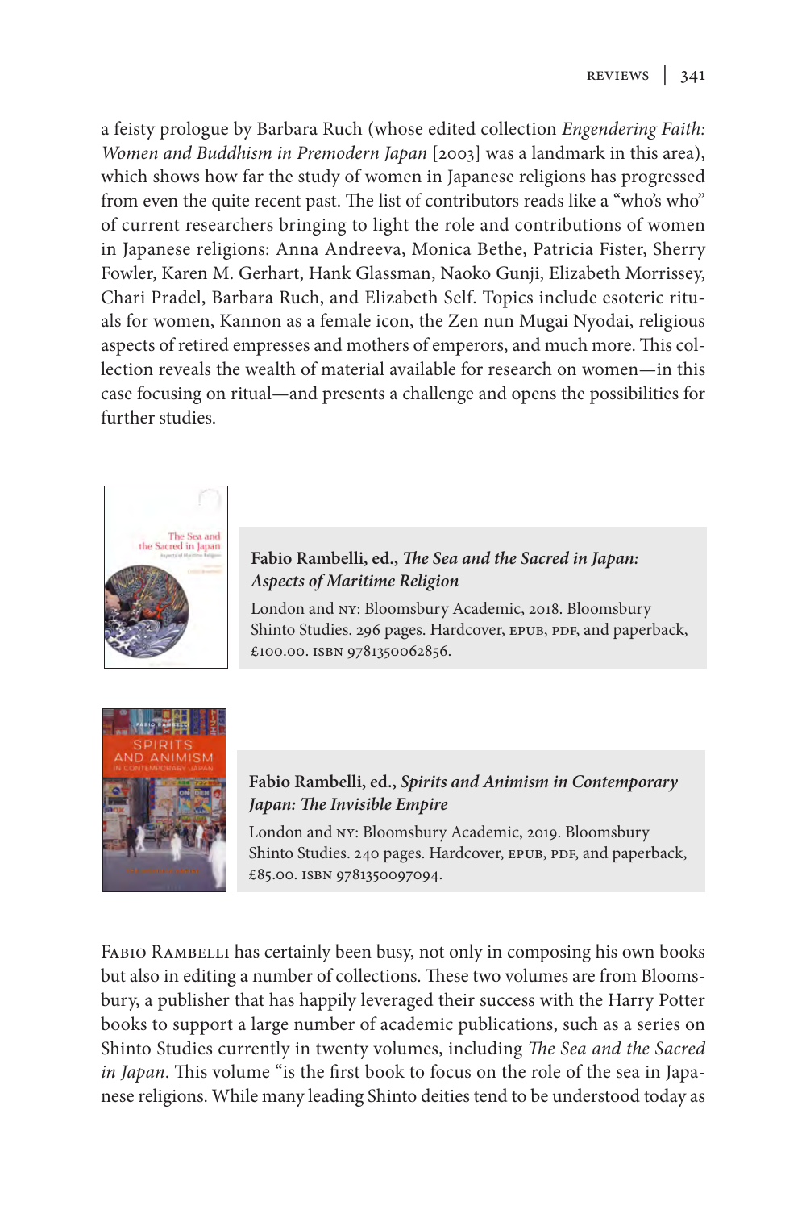a feisty prologue by Barbara Ruch (whose edited collection *Engendering Faith: Women and Buddhism in Premodern Japan* [2003] was a landmark in this area), which shows how far the study of women in Japanese religions has progressed from even the quite recent past. The list of contributors reads like a "who's who" of current researchers bringing to light the role and contributions of women in Japanese religions: Anna Andreeva, Monica Bethe, Patricia Fister, Sherry Fowler, Karen M. Gerhart, Hank Glassman, Naoko Gunji, Elizabeth Morrissey, Chari Pradel, Barbara Ruch, and Elizabeth Self. Topics include esoteric rituals for women, Kannon as a female icon, the Zen nun Mugai Nyodai, religious aspects of retired empresses and mothers of emperors, and much more. This collection reveals the wealth of material available for research on women—in this case focusing on ritual—and presents a challenge and opens the possibilities for further studies.

**Fabio Rambelli, ed., *The Sea and the Sacred in Japan: Aspects of Maritime Religion***

London and NY: Bloomsbury Academic, 2018. Bloomsbury Shinto Studies. 296 pages. Hardcover, EPUB, PDF, and paperback, £100.00. ISBN 9781350062856.

**Fabio Rambelli, ed., *Spirits and Animism in Contemporary Japan: The Invisible Empire***

London and NY: Bloomsbury Academic, 2019. Bloomsbury Shinto Studies. 240 pages. Hardcover, EPUB, PDF, and paperback, £85.00. ISBN 9781350097094.

Fabio Rambelli has certainly been busy, not only in composing his own books but also in editing a number of collections. These two volumes are from Bloomsbury, a publisher that has happily leveraged their success with the Harry Potter books to support a large number of academic publications, such as a series on Shinto Studies currently in twenty volumes, including *The Sea and the Sacred in Japan*. This volume "is the first book to focus on the role of the sea in Japanese religions. While many leading Shinto deities tend to be understood today as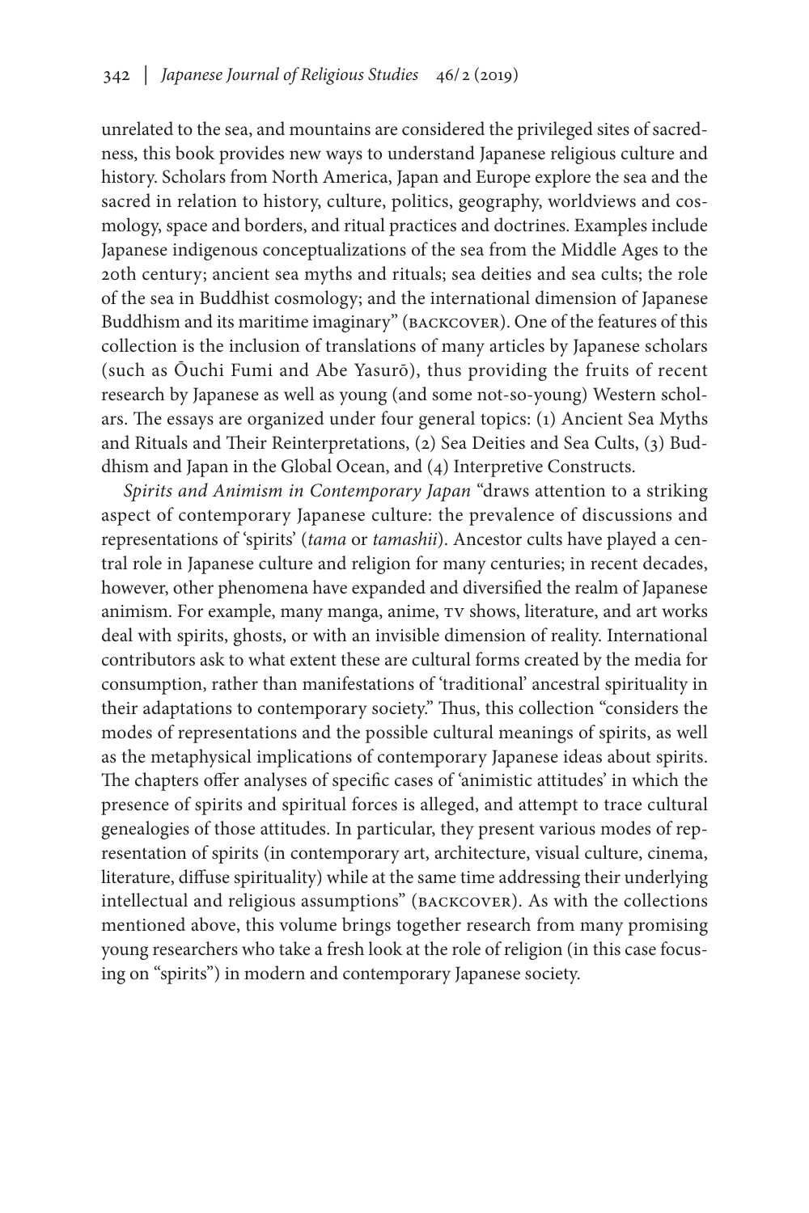unrelated to the sea, and mountains are considered the privileged sites of sacredness, this book provides new ways to understand Japanese religious culture and history. Scholars from North America, Japan and Europe explore the sea and the sacred in relation to history, culture, politics, geography, worldviews and cosmology, space and borders, and ritual practices and doctrines. Examples include Japanese indigenous conceptualizations of the sea from the Middle Ages to the 20th century; ancient sea myths and rituals; sea deities and sea cults; the role of the sea in Buddhist cosmology; and the international dimension of Japanese Buddhism and its maritime imaginary" (BACKCOVER). One of the features of this collection is the inclusion of translations of many articles by Japanese scholars (such as Ōuchi Fumi and Abe Yasurō), thus providing the fruits of recent research by Japanese as well as young (and some not-so-young) Western scholars. The essays are organized under four general topics: (1) Ancient Sea Myths and Rituals and Their Reinterpretations, (2) Sea Deities and Sea Cults, (3) Buddhism and Japan in the Global Ocean, and (4) Interpretive Constructs.

*Spirits and Animism in Contemporary Japan* "draws attention to a striking aspect of contemporary Japanese culture: the prevalence of discussions and representations of 'spirits' (*tama* or *tamashii*). Ancestor cults have played a central role in Japanese culture and religion for many centuries; in recent decades, however, other phenomena have expanded and diversified the realm of Japanese animism. For example, many manga, anime, TV shows, literature, and art works deal with spirits, ghosts, or with an invisible dimension of reality. International contributors ask to what extent these are cultural forms created by the media for consumption, rather than manifestations of 'traditional' ancestral spirituality in their adaptations to contemporary society." Thus, this collection "considers the modes of representations and the possible cultural meanings of spirits, as well as the metaphysical implications of contemporary Japanese ideas about spirits. The chapters offer analyses of specific cases of 'animistic attitudes' in which the presence of spirits and spiritual forces is alleged, and attempt to trace cultural genealogies of those attitudes. In particular, they present various modes of representation of spirits (in contemporary art, architecture, visual culture, cinema, literature, diffuse spirituality) while at the same time addressing their underlying intellectual and religious assumptions" (BACKCOVER). As with the collections mentioned above, this volume brings together research from many promising young researchers who take a fresh look at the role of religion (in this case focusing on "spirits") in modern and contemporary Japanese society.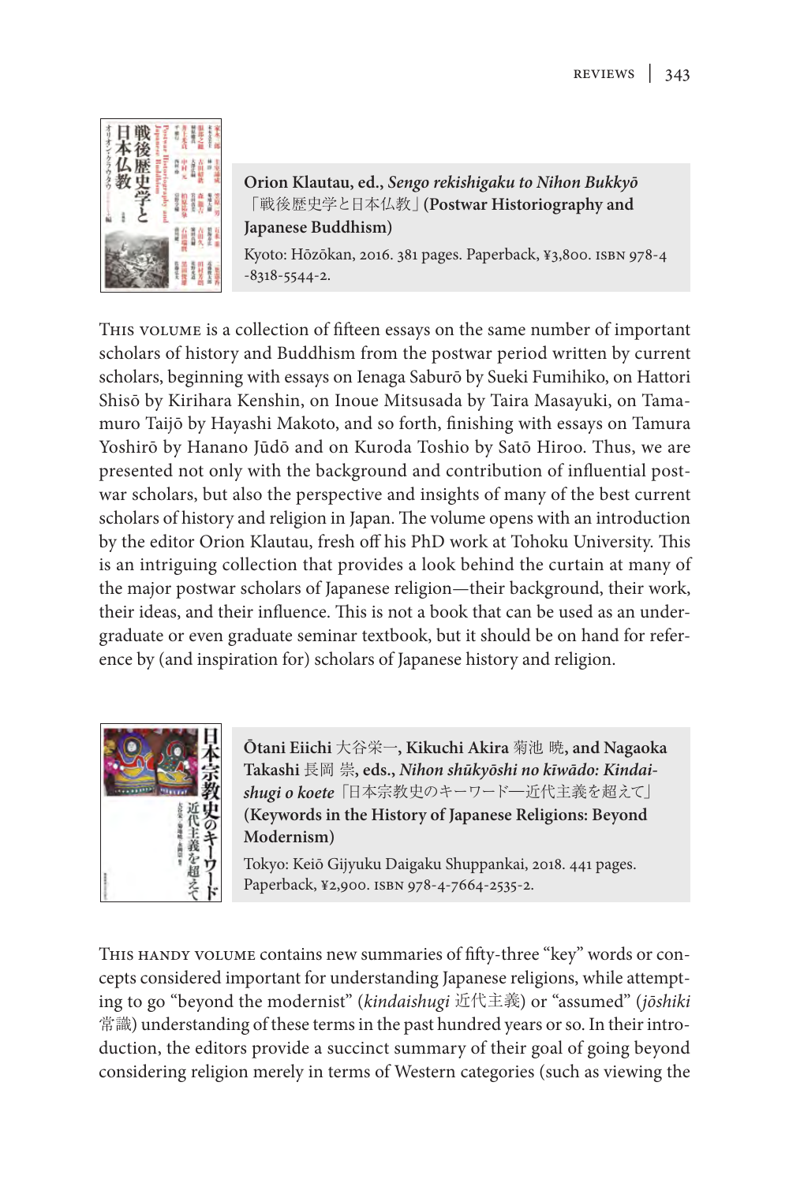**Orion Klautau, ed., *Sengo rekishigaku to Nihon Bukkyō*** 「戦後歴史学と日本仏教」**(Postwar Historiography and Japanese Buddhism)**

Kyoto: Hōzōkan, 2016. 381 pages. Paperback, ¥3,800. ISBN 978-4-8318-5544-2.

This volume is a collection of fifteen essays on the same number of important scholars of history and Buddhism from the postwar period written by current scholars, beginning with essays on Ienaga Saburō by Sueki Fumihiko, on Hattori Shisō by Kirihara Kenshin, on Inoue Mitsusada by Taira Masayuki, on Tamamuro Taijō by Hayashi Makoto, and so forth, finishing with essays on Tamura Yoshirō by Hanano Jūdō and on Kuroda Toshio by Satō Hiroo. Thus, we are presented not only with the background and contribution of influential postwar scholars, but also the perspective and insights of many of the best current scholars of history and religion in Japan. The volume opens with an introduction by the editor Orion Klautau, fresh off his PhD work at Tohoku University. This is an intriguing collection that provides a look behind the curtain at many of the major postwar scholars of Japanese religion—their background, their work, their ideas, and their influence. This is not a book that can be used as an undergraduate or even graduate seminar textbook, but it should be on hand for reference by (and inspiration for) scholars of Japanese history and religion.

**Ōtani Eiichi** 大谷栄一**, Kikuchi Akira** 菊池 暁**, and Nagaoka Takashi** 長岡 崇**, eds., *Nihon shūkyōshi no kīwādo: Kindaishugi o koete*** 「日本宗教史のキーワード—近代主義を超えて」**(Keywords in the History of Japanese Religions: Beyond Modernism)**

Tokyo: Keiō Gijyuku Daigaku Shuppankai, 2018. 441 pages. Paperback, ¥2,900. ISBN 978-4-7664-2535-2.

This handy volume contains new summaries of fifty-three "key" words or concepts considered important for understanding Japanese religions, while attempting to go "beyond the modernist" (*kindaishugi* 近代主義) or "assumed" (*jōshiki* 常識) understanding of these terms in the past hundred years or so. In their introduction, the editors provide a succinct summary of their goal of going beyond considering religion merely in terms of Western categories (such as viewing the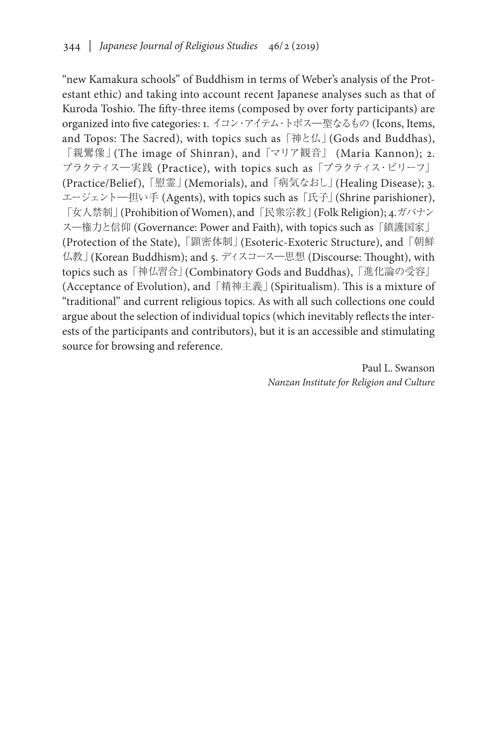"new Kamakura schools" of Buddhism in terms of Weber's analysis of the Protestant ethic) and taking into account recent Japanese analyses such as that of Kuroda Toshio. The fifty-three items (composed by over forty participants) are organized into five categories: 1. イコン・アイテム・トポス—聖なるもの (Icons, Items, and Topos: The Sacred), with topics such as「神と仏」(Gods and Buddhas),「親鸞像」(The image of Shinran), and「マリア観音」(Maria Kannon); 2. プラクティス—実践 (Practice), with topics such as「プラクティス・ビリーフ」(Practice/Belief),「慰霊」(Memorials), and「病気なおし」(Healing Disease); 3. エージェント—担い手 (Agents), with topics such as「氏子」(Shrine parishioner),「女人禁制」(Prohibition of Women), and「民衆宗教」(Folk Religion); 4. ガバナンス—権力と信仰 (Governance: Power and Faith), with topics such as「鎮護国家」(Protection of the State),「顕密体制」(Esoteric-Exoteric Structure), and「朝鮮仏教」(Korean Buddhism); and 5. ディスコース—思想 (Discourse: Thought), with topics such as「神仏習合」(Combinatory Gods and Buddhas),「進化論の受容」(Acceptance of Evolution), and「精神主義」(Spiritualism). This is a mixture of "traditional" and current religious topics. As with all such collections one could argue about the selection of individual topics (which inevitably reflects the interests of the participants and contributors), but it is an accessible and stimulating source for browsing and reference.

Paul L. Swanson
*Nanzan Institute for Religion and Culture*